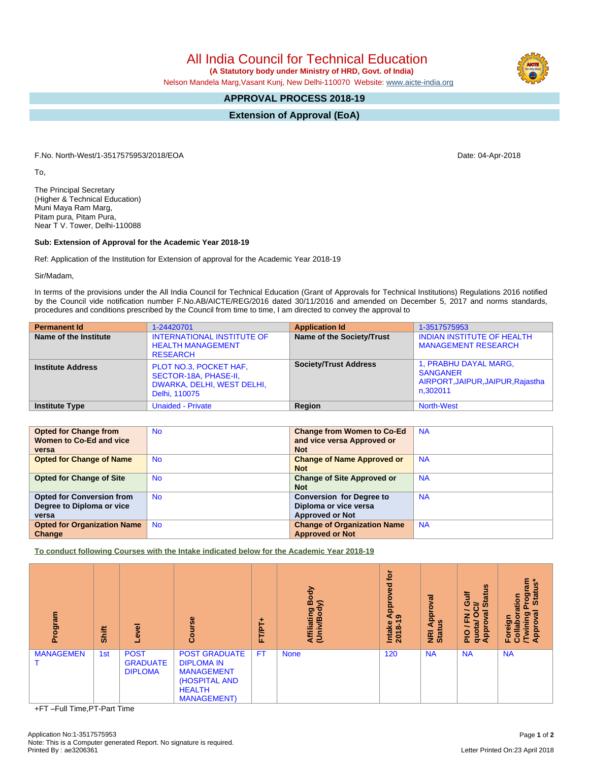# All India Council for Technical Education

**(A Statutory body under Ministry of HRD, Govt. of India)**

Nelson Mandela Marg,Vasant Kunj, New Delhi-110070 Website: www.aicte-india.org

## APPROVAL PROCESS 2018-19

## Extension of Approval (EoA)

F.No. North-West/1-3517575953/2018/EOA

Date: 04-Apr-2018

To,

The Principal Secretary
(Higher & Technical Education)
Muni Maya Ram Marg,
Pitam pura, Pitam Pura,
Near T V. Tower, Delhi-110088

**Sub: Extension of Approval for the Academic Year 2018-19**

Ref: Application of the Institution for Extension of approval for the Academic Year 2018-19

Sir/Madam,

In terms of the provisions under the All India Council for Technical Education (Grant of Approvals for Technical Institutions) Regulations 2016 notified by the Council vide notification number F.No.AB/AICTE/REG/2016 dated 30/11/2016 and amended on December 5, 2017 and norms standards, procedures and conditions prescribed by the Council from time to time, I am directed to convey the approval to

| Permanent Id | 1-24420701 | Application Id | 1-3517575953 |
|---|---|---|---|
| Name of the Institute | INTERNATIONAL INSTITUTE OF HEALTH MANAGEMENT RESEARCH | Name of the Society/Trust | INDIAN INSTITUTE OF HEALTH MANAGEMENT RESEARCH |
| Institute Address | PLOT NO.3, POCKET HAF, SECTOR-18A, PHASE-II, DWARKA, DELHI, WEST DELHI, Delhi, 110075 | Society/Trust Address | 1, PRABHU DAYAL MARG, SANGANER AIRPORT,JAIPUR,JAIPUR,Rajasthan,302011 |
| Institute Type | Unaided - Private | Region | North-West |

| Opted for Change from Women to Co-Ed and vice versa | No | Change from Women to Co-Ed and vice versa Approved or Not | NA |
|---|---|---|---|
| Opted for Change of Name | No | Change of Name Approved or Not | NA |
| Opted for Change of Site | No | Change of Site Approved or Not | NA |
| Opted for Conversion from Degree to Diploma or vice versa | No | Conversion for Degree to Diploma or vice versa Approved or Not | NA |
| Opted for Organization Name Change | No | Change of Organization Name Approved or Not | NA |

**To conduct following Courses with the Intake indicated below for the Academic Year 2018-19**

| Program | Shift | Level | Course | FT/PT+ | Affiliating Body (Univ/Body) | Intake Approved for 2018-19 | NRI Approval Status | PIO / FN / Gulf quota/ OCI/ Approval Status | Foreign Collaboration /Twining Program Approval Status* |
|---|---|---|---|---|---|---|---|---|---|
| MANAGEMENT | 1st | POST GRADUATE DIPLOMA | POST GRADUATE DIPLOMA IN MANAGEMENT (HOSPITAL AND HEALTH MANAGEMENT) | FT | None | 120 | NA | NA | NA |

+FT –Full Time,PT-Part Time

Application No:1-3517575953
Note: This is a Computer generated Report. No signature is required.
Printed By : ae3206361

Letter Printed On:23 April 2018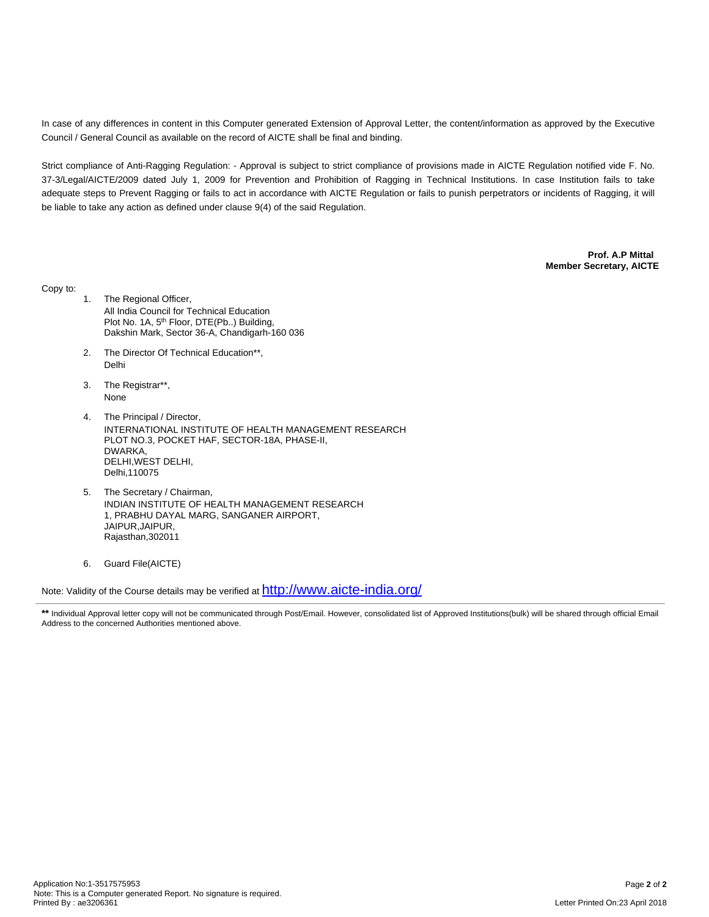In case of any differences in content in this Computer generated Extension of Approval Letter, the content/information as approved by the Executive Council / General Council as available on the record of AICTE shall be final and binding.

Strict compliance of Anti-Ragging Regulation: - Approval is subject to strict compliance of provisions made in AICTE Regulation notified vide F. No. 37-3/Legal/AICTE/2009 dated July 1, 2009 for Prevention and Prohibition of Ragging in Technical Institutions. In case Institution fails to take adequate steps to Prevent Ragging or fails to act in accordance with AICTE Regulation or fails to punish perpetrators or incidents of Ragging, it will be liable to take any action as defined under clause 9(4) of the said Regulation.

**Prof. A.P Mittal**
**Member Secretary, AICTE**

Copy to:

1. The Regional Officer,
   All India Council for Technical Education
   Plot No. 1A, 5th Floor, DTE(Pb..) Building,
   Dakshin Mark, Sector 36-A, Chandigarh-160 036

2. The Director Of Technical Education**,
   Delhi

3. The Registrar**,
   None

4. The Principal / Director,
   INTERNATIONAL INSTITUTE OF HEALTH MANAGEMENT RESEARCH
   PLOT NO.3, POCKET HAF, SECTOR-18A, PHASE-II,
   DWARKA,
   DELHI,WEST DELHI,
   Delhi,110075

5. The Secretary / Chairman,
   INDIAN INSTITUTE OF HEALTH MANAGEMENT RESEARCH
   1, PRABHU DAYAL MARG, SANGANER AIRPORT,
   JAIPUR,JAIPUR,
   Rajasthan,302011

6. Guard File(AICTE)

Note: Validity of the Course details may be verified at http://www.aicte-india.org/

---

** Individual Approval letter copy will not be communicated through Post/Email. However, consolidated list of Approved Institutions(bulk) will be shared through official Email Address to the concerned Authorities mentioned above.

Application No:1-3517575953
Note: This is a Computer generated Report. No signature is required.
Printed By : ae3206361

Letter Printed On:23 April 2018